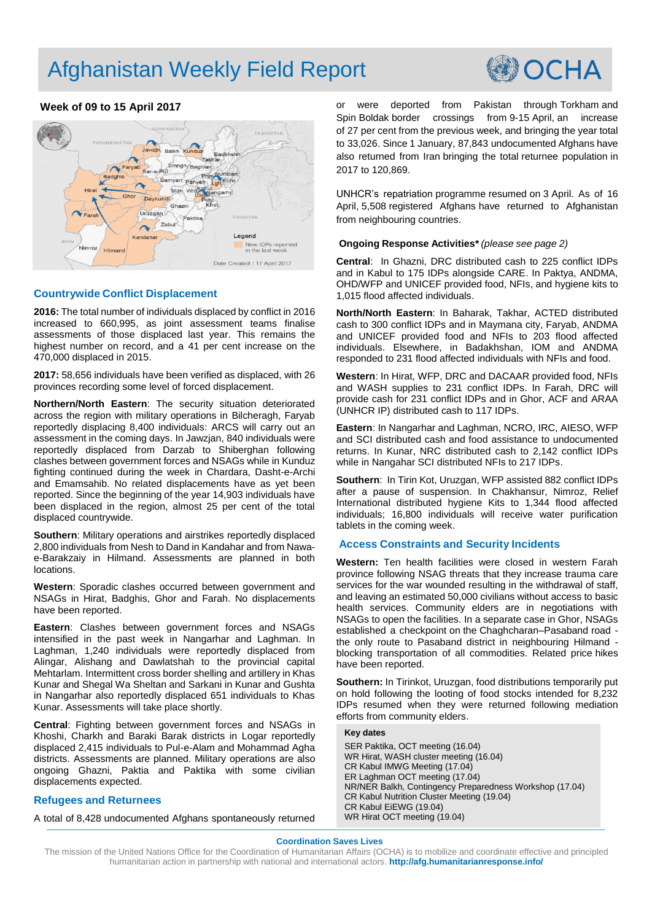# Afghanistan Weekly Field Report

**Week of 09 to 15 April 2017**

## Countrywide Conflict Displacement

**2016:** The total number of individuals displaced by conflict in 2016 increased to 660,995, as joint assessment teams finalise assessments of those displaced last year. This remains the highest number on record, and a 41 per cent increase on the 470,000 displaced in 2015.

**2017:** 58,656 individuals have been verified as displaced, with 26 provinces recording some level of forced displacement.

**Northern/North Eastern**: The security situation deteriorated across the region with military operations in Bilcheragh, Faryab reportedly displacing 8,400 individuals: ARCS will carry out an assessment in the coming days. In Jawzjan, 840 individuals were reportedly displaced from Darzab to Shiberghan following clashes between government forces and NSAGs while in Kunduz fighting continued during the week in Chardara, Dasht-e-Archi and Emamsahib. No related displacements have as yet been reported. Since the beginning of the year 14,903 individuals have been displaced in the region, almost 25 per cent of the total displaced countrywide.

**Southern**: Military operations and airstrikes reportedly displaced 2,800 individuals from Nesh to Dand in Kandahar and from Nawa-e-Barakzaiy in Hilmand. Assessments are planned in both locations.

**Western**: Sporadic clashes occurred between government and NSAGs in Hirat, Badghis, Ghor and Farah. No displacements have been reported.

**Eastern**: Clashes between government forces and NSAGs intensified in the past week in Nangarhar and Laghman. In Laghman, 1,240 individuals were reportedly displaced from Alingar, Alishang and Dawlatshah to the provincial capital Mehtarlam. Intermittent cross border shelling and artillery in Khas Kunar and Shegal Wa Sheltan and Sarkani in Kunar and Gushta in Nangarhar also reportedly displaced 651 individuals to Khas Kunar. Assessments will take place shortly.

**Central**: Fighting between government forces and NSAGs in Khoshi, Charkh and Baraki Barak districts in Logar reportedly displaced 2,415 individuals to Pul-e-Alam and Mohammad Agha districts. Assessments are planned. Military operations are also ongoing Ghazni, Paktia and Paktika with some civilian displacements expected.

## Refugees and Returnees

A total of 8,428 undocumented Afghans spontaneously returned or were deported from Pakistan through Torkham and Spin Boldak border crossings from 9-15 April, an increase of 27 per cent from the previous week, and bringing the year total to 33,026. Since 1 January, 87,843 undocumented Afghans have also returned from Iran bringing the total returnee population in 2017 to 120,869.

UNHCR's repatriation programme resumed on 3 April. As of 16 April, 5,508 registered Afghans have returned to Afghanistan from neighbouring countries.

### Ongoing Response Activities* *(please see page 2)*

**Central**: In Ghazni, DRC distributed cash to 225 conflict IDPs and in Kabul to 175 IDPs alongside CARE. In Paktya, ANDMA, OHD/WFP and UNICEF provided food, NFIs, and hygiene kits to 1,015 flood affected individuals.

**North/North Eastern**: In Baharak, Takhar, ACTED distributed cash to 300 conflict IDPs and in Maymana city, Faryab, ANDMA and UNICEF provided food and NFIs to 203 flood affected individuals. Elsewhere, in Badakhshan, IOM and ANDMA responded to 231 flood affected individuals with NFIs and food.

**Western**: In Hirat, WFP, DRC and DACAAR provided food, NFIs and WASH supplies to 231 conflict IDPs. In Farah, DRC will provide cash for 231 conflict IDPs and in Ghor, ACF and ARAA (UNHCR IP) distributed cash to 117 IDPs.

**Eastern**: In Nangarhar and Laghman, NCRO, IRC, AIESO, WFP and SCI distributed cash and food assistance to undocumented returns. In Kunar, NRC distributed cash to 2,142 conflict IDPs while in Nangarhar SCI distributed NFIs to 217 IDPs.

**Southern**: In Tirin Kot, Uruzgan, WFP assisted 882 conflict IDPs after a pause of suspension. In Chakhansur, Nimroz, Relief International distributed hygiene Kits to 1,344 flood affected individuals; 16,800 individuals will receive water purification tablets in the coming week.

## Access Constraints and Security Incidents

**Western:** Ten health facilities were closed in western Farah province following NSAG threats that they increase trauma care services for the war wounded resulting in the withdrawal of staff, and leaving an estimated 50,000 civilians without access to basic health services. Community elders are in negotiations with NSAGs to open the facilities. In a separate case in Ghor, NSAGs established a checkpoint on the Chaghcharan–Pasaband road - the only route to Pasaband district in neighbouring Hilmand - blocking transportation of all commodities. Related price hikes have been reported.

**Southern:** In Tirinkot, Uruzgan, food distributions temporarily put on hold following the looting of food stocks intended for 8,232 IDPs resumed when they were returned following mediation efforts from community elders.

**Key dates**

- SER Paktika, OCT meeting (16.04)
- WR Hirat, WASH cluster meeting (16.04)
- CR Kabul IMWG Meeting (17.04)
- ER Laghman OCT meeting (17.04)
- NR/NER Balkh, Contingency Preparedness Workshop (17.04)
- CR Kabul Nutrition Cluster Meeting (19.04)
- CR Kabul EiEWG (19.04)
- WR Hirat OCT meeting (19.04)

**Coordination Saves Lives**

The mission of the United Nations Office for the Coordination of Humanitarian Affairs (OCHA) is to mobilize and coordinate effective and principled humanitarian action in partnership with national and international actors. **http://afg.humanitarianresponse.info/**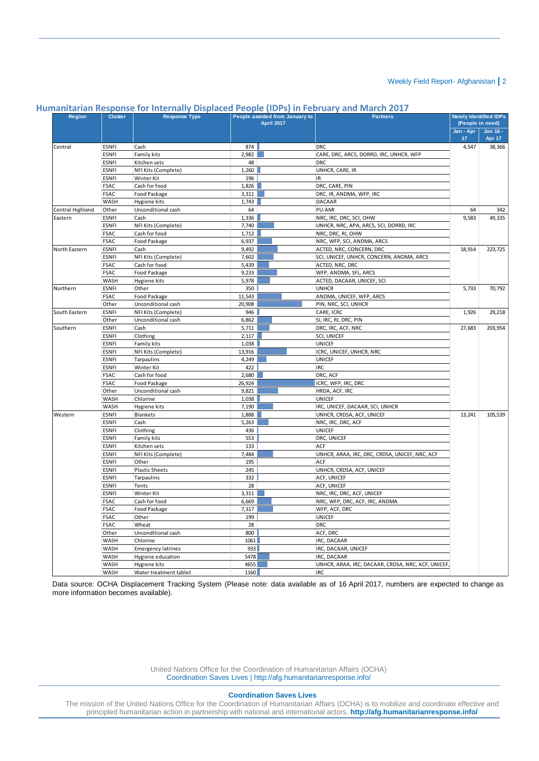## Humanitarian Response for Internally Displaced People (IDPs) in February and March 2017

| Region | Cluster | Response Type | People assisted from January to April 2017 | Partners | Newly Identified IDPs (People in need) | |
|---|---|---|---|---|---|---|
| | | | | | Jan - Apr 17 | Jan 16 - Apr 17 |
| Central | ESNFI | Cash | 874 | DRC | 4,547 | 38,366 |
| | ESNFI | Family kits | 2,982 | CARE, DRC, ARCS, DORRD, IRC, UNHCR, WFP | | |
| | ESNFI | Kitchen sets | 48 | DRC | | |
| | ESNFI | NFI Kits (Complete) | 1,260 | UNHCR, CARE, IR | | |
| | ESNFI | Winter Kit | 196 | IR | | |
| | FSAC | Cash for food | 1,826 | DRC, CARE, PIN | | |
| | FSAC | Food Package | 3,311 | DRC, IR, ANDMA, WFP, IRC | | |
| | WASH | Hygiene kits | 1,743 | DACAAR | | |
| Central Highland | Other | Unconditional cash | 64 | PU-AMI | 64 | 342 |
| Eastern | ESNFI | Cash | 1,336 | NRC, IRC, DRC, SCI, OHW | 9,583 | 49,335 |
| | ESNFI | NFI Kits (Complete) | 7,740 | UNHCR, NRC, APA, ARCS, SCI, DORRD, IRC | | |
| | FSAC | Cash for food | 1,712 | NRC, DRC, RI, OHW | | |
| | FSAC | Food Package | 6,937 | NRC, WFP, SCI, ANDMA, ARCS | | |
| North Eastern | ESNFI | Cash | 9,492 | ACTED, NRC, CONCERN, DRC | 18,914 | 223,725 |
| | ESNFI | NFI Kits (Complete) | 7,602 | SCI, UNICEF, UNHCR, CONCERN, ANDMA, ARCS | | |
| | FSAC | Cash for food | 5,439 | ACTED, NRC, DRC | | |
| | FSAC | Food Package | 9,233 | WFP, ANDMA, SFL, ARCS | | |
| | WASH | Hygiene kits | 5,978 | ACTED, DACAAR, UNICEF, SCI | | |
| Northern | ESNFI | Other | 350 | UNHCR | 5,733 | 70,792 |
| | FSAC | Food Package | 11,543 | ANDMA, UNICEF, WFP, ARCS | | |
| | Other | Unconditional cash | 20,908 | PIN, NRC, SCI, UNHCR | | |
| South Eastern | ESNFI | NFI Kits (Complete) | 946 | CARE, ICRC | 1,926 | 29,218 |
| | Other | Unconditional cash | 6,862 | SI, IRC, RI, DRC, PIN | | |
| Southern | ESNFI | Cash | 5,711 | DRC, IRC, ACF, NRC | 27,683 | 203,954 |
| | ESNFI | Clothing | 2,117 | SCI, UNICEF | | |
| | ESNFI | Family kits | 1,038 | UNICEF | | |
| | ESNFI | NFI Kits (Complete) | 13,916 | ICRC, UNICEF, UNHCR, NRC | | |
| | ESNFI | Tarpaulins | 4,249 | UNICEF | | |
| | ESNFI | Winter Kit | 422 | IRC | | |
| | FSAC | Cash for food | 2,680 | DRC, ACF | | |
| | FSAC | Food Package | 26,924 | ICRC, WFP, IRC, DRC | | |
| | Other | Unconditional cash | 9,821 | HRDA, ACF, IRC | | |
| | WASH | Chlorine | 1,038 | UNICEF | | |
| | WASH | Hygiene kits | 7,190 | IRC, UNICEF, DACAAR, SCI, UNHCR | | |
| Western | ESNFI | Blankets | 1,888 | UNHCR, CRDSA, ACF, UNICEF | 13,241 | 105,539 |
| | ESNFI | Cash | 5,263 | NRC, IRC, DRC, ACF | | |
| | ESNFI | Clothing | 436 | UNICEF | | |
| | ESNFI | Family kits | 553 | DRC, UNICEF | | |
| | ESNFI | Kitchen sets | 133 | ACF | | |
| | ESNFI | NFI Kits (Complete) | 7,484 | UNHCR, ARAA, IRC, DRC, CRDSA, UNICEF, NRC, ACF | | |
| | ESNFI | Other | 195 | ACF | | |
| | ESNFI | Plastic Sheets | 245 | UNHCR, CRDSA, ACF, UNICEF | | |
| | ESNFI | Tarpaulins | 332 | ACF, UNICEF | | |
| | ESNFI | Tents | 28 | ACF, UNICEF | | |
| | ESNFI | Winter Kit | 3,311 | NRC, IRC, DRC, ACF, UNICEF | | |
| | FSAC | Cash for food | 6,669 | NRC, WFP, DRC, ACF, IRC, ANDMA | | |
| | FSAC | Food Package | 7,317 | WFP, ACF, DRC | | |
| | FSAC | Other | 199 | UNICEF | | |
| | FSAC | Wheat | 28 | DRC | | |
| | Other | Unconditional cash | 800 | ACF, DRC | | |
| | WASH | Chlorine | 1061 | IRC, DACAAR | | |
| | WASH | Emergency latrines | 933 | IRC, DACAAR, UNICEF | | |
| | WASH | Hygiene education | 5478 | IRC, DACAAR | | |
| | WASH | Hygiene kits | 4655 | UNHCR, ARAA, IRC, DACAAR, CRDSA, NRC, ACF, UNICEF, | | |
| | WASH | Water treatment tablet | 1160 | IRC | | |

Data source: OCHA Displacement Tracking System (Please note: data available as of 16 April 2017, numbers are expected to change as more information becomes available).

United Nations Office for the Coordination of Humanitarian Affairs (OCHA)
Coordination Saves Lives | http://afg.humanitarianresponse.info/

**Coordination Saves Lives**

The mission of the United Nations Office for the Coordination of Humanitarian Affairs (OCHA) is to mobilize and coordinate effective and principled humanitarian action in partnership with national and international actors. **http://afg.humanitarianresponse.info/**